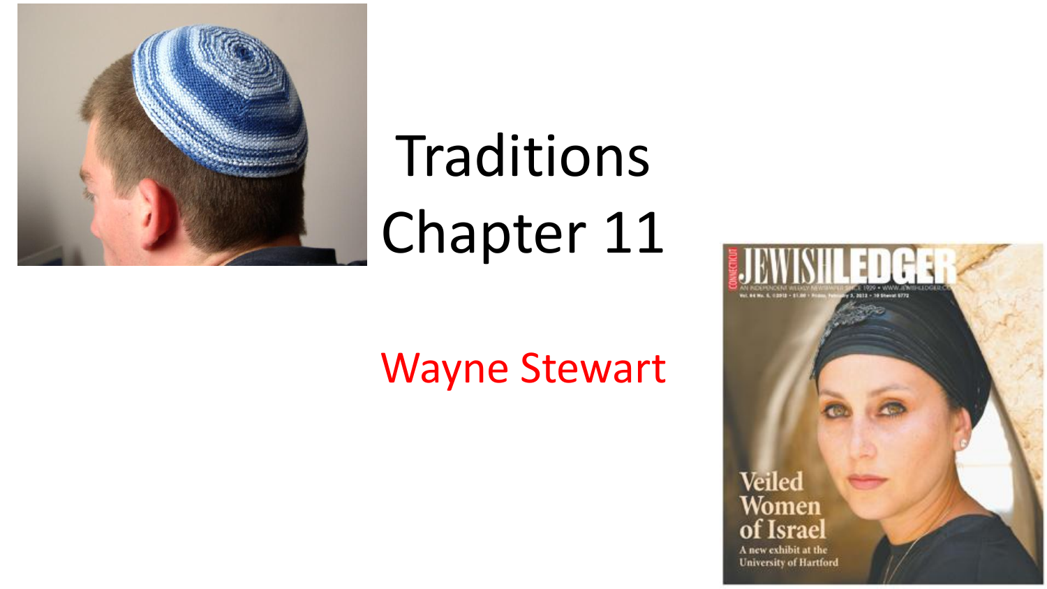# Traditions Chapter 11

Wayne Stewart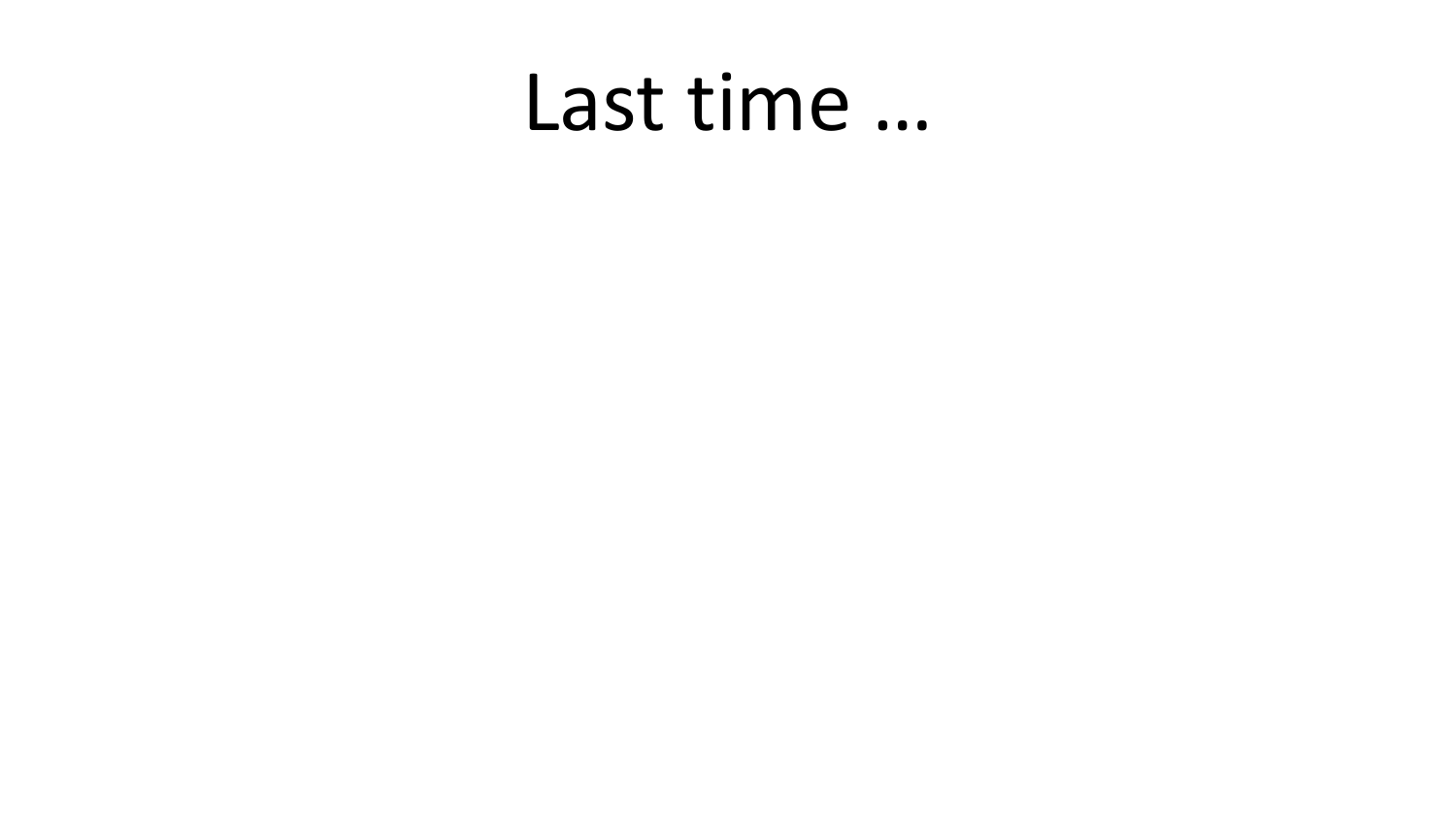# Last time …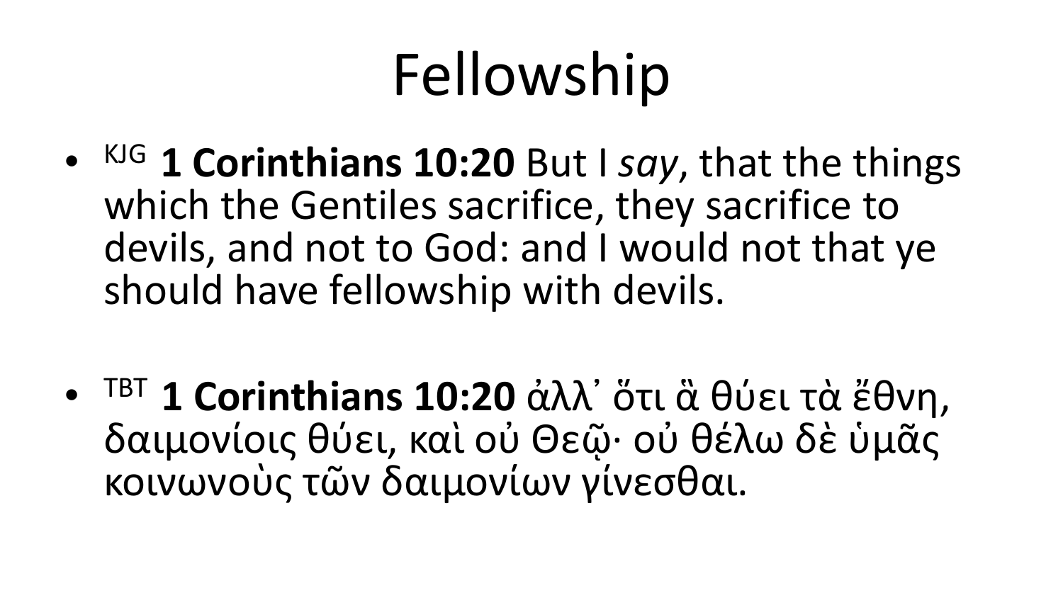# Fellowship

- KJG **1 Corinthians 10:20** But I *say*, that the things which the Gentiles sacrifice, they sacrifice to devils, and not to God: and I would not that ye should have fellowship with devils.

- TBT **1 Corinthians 10:20** ἀλλ᾽ ὅτι ἃ θύει τὰ ἔθνη, δαιμονίοις θύει, καὶ οὐ Θεῷ· οὐ θέλω δὲ ὑμᾶς κοινωνοὺς τῶν δαιμονίων γίνεσθαι.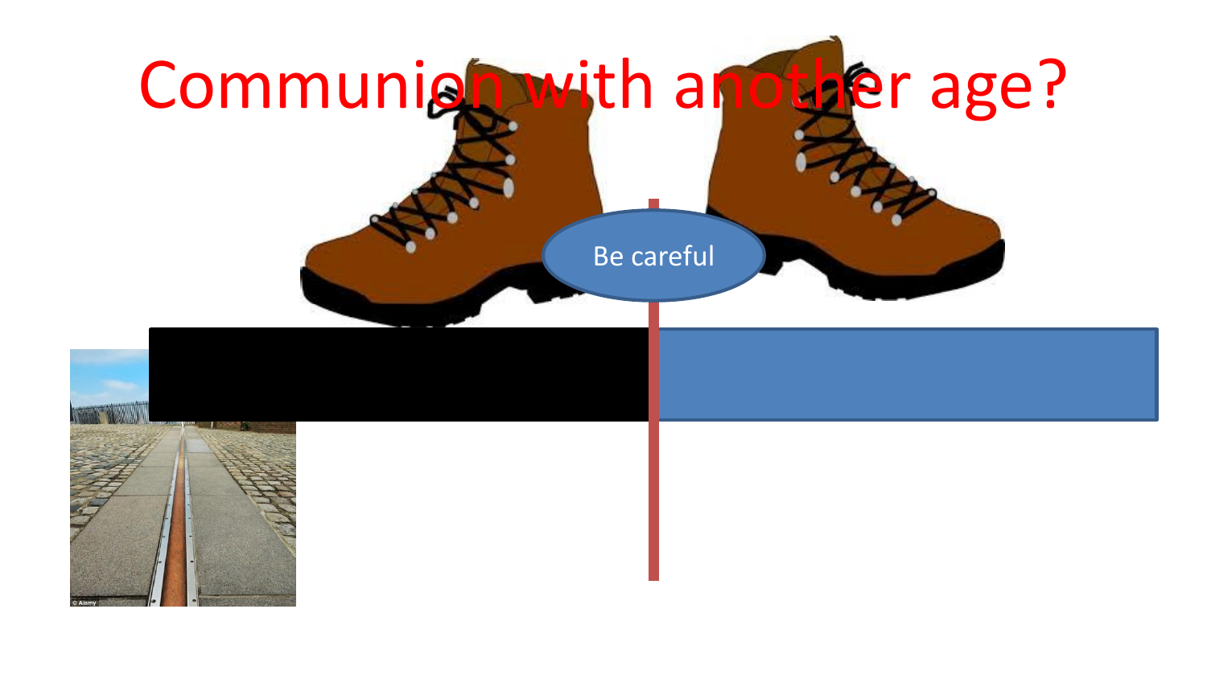# Communion with another age?

Be careful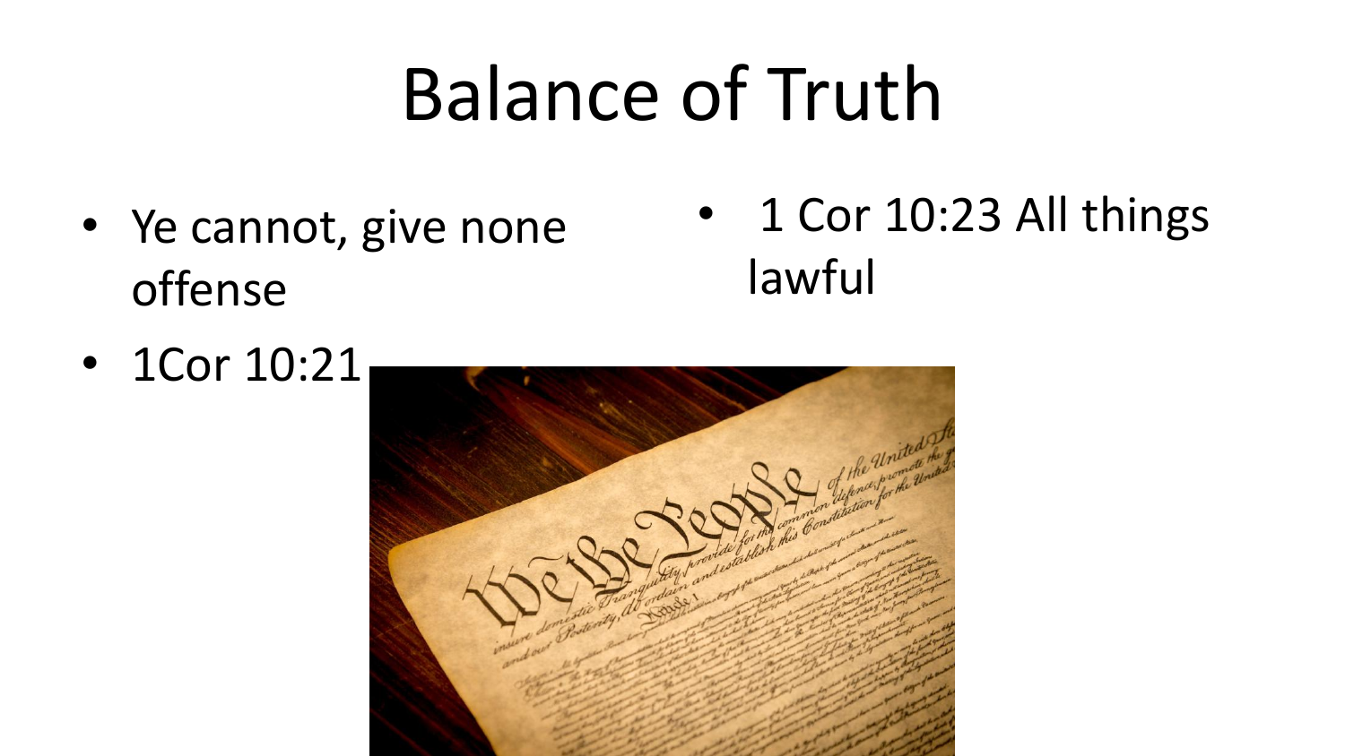# Balance of Truth

- Ye cannot, give none offense
- 1Cor 10:21
- 1 Cor 10:23 All things lawful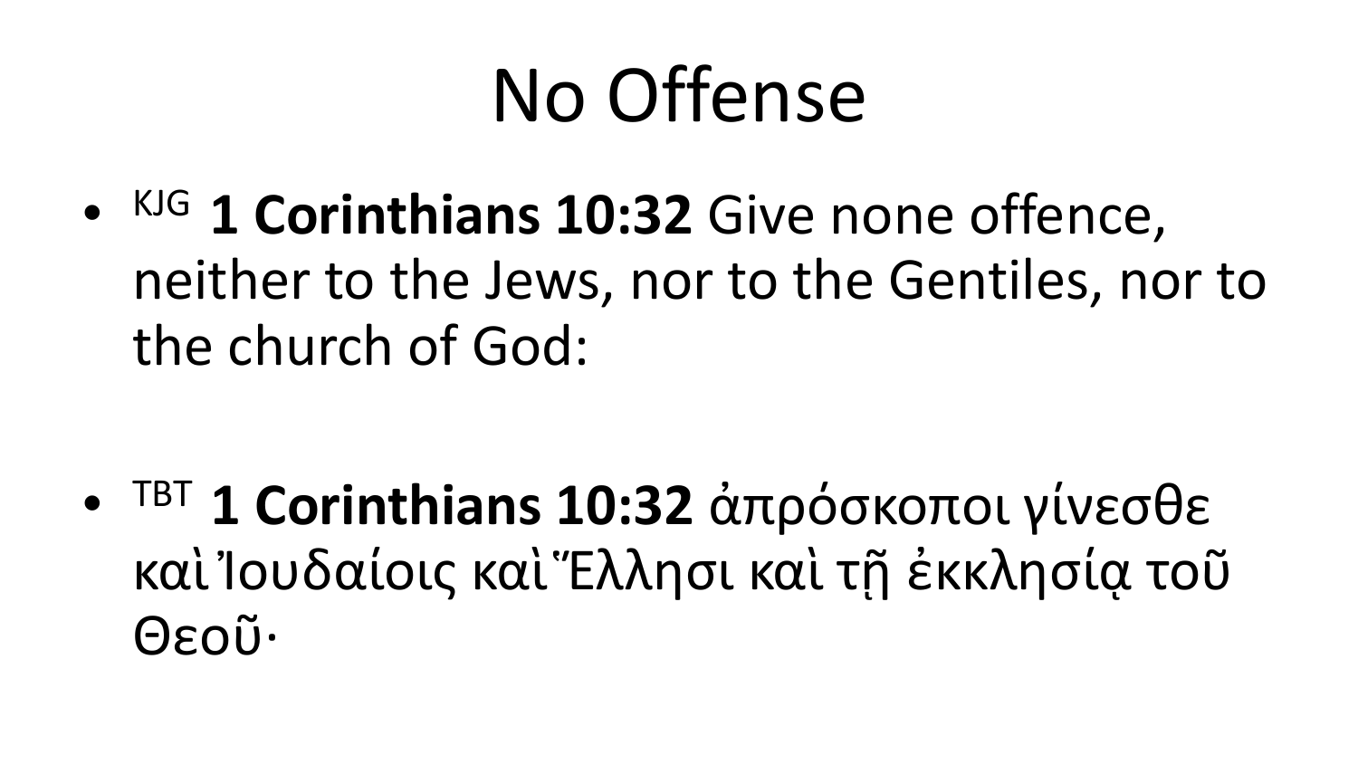# No Offense

- KJG **1 Corinthians 10:32** Give none offence, neither to the Jews, nor to the Gentiles, nor to the church of God:

- TBT **1 Corinthians 10:32** ἀπρόσκοποι γίνεσθε καὶ Ἰουδαίοις καὶ Ἕλλησι καὶ τῇ ἐκκλησίᾳ τοῦ Θεοῦ·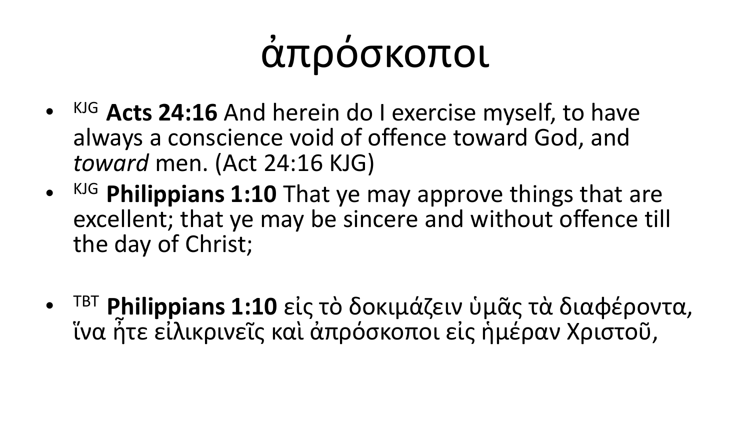# ἀπρόσκοποι

- KJG **Acts 24:16** And herein do I exercise myself, to have always a conscience void of offence toward God, and *toward* men. (Act 24:16 KJG)
- KJG **Philippians 1:10** That ye may approve things that are excellent; that ye may be sincere and without offence till the day of Christ;
- TBT **Philippians 1:10** εἰς τὸ δοκιμάζειν ὑμᾶς τὰ διαφέροντα, ἵνα ἦτε εἰλικρινεῖς καὶ ἀπρόσκοποι εἰς ἡμέραν Χριστοῦ,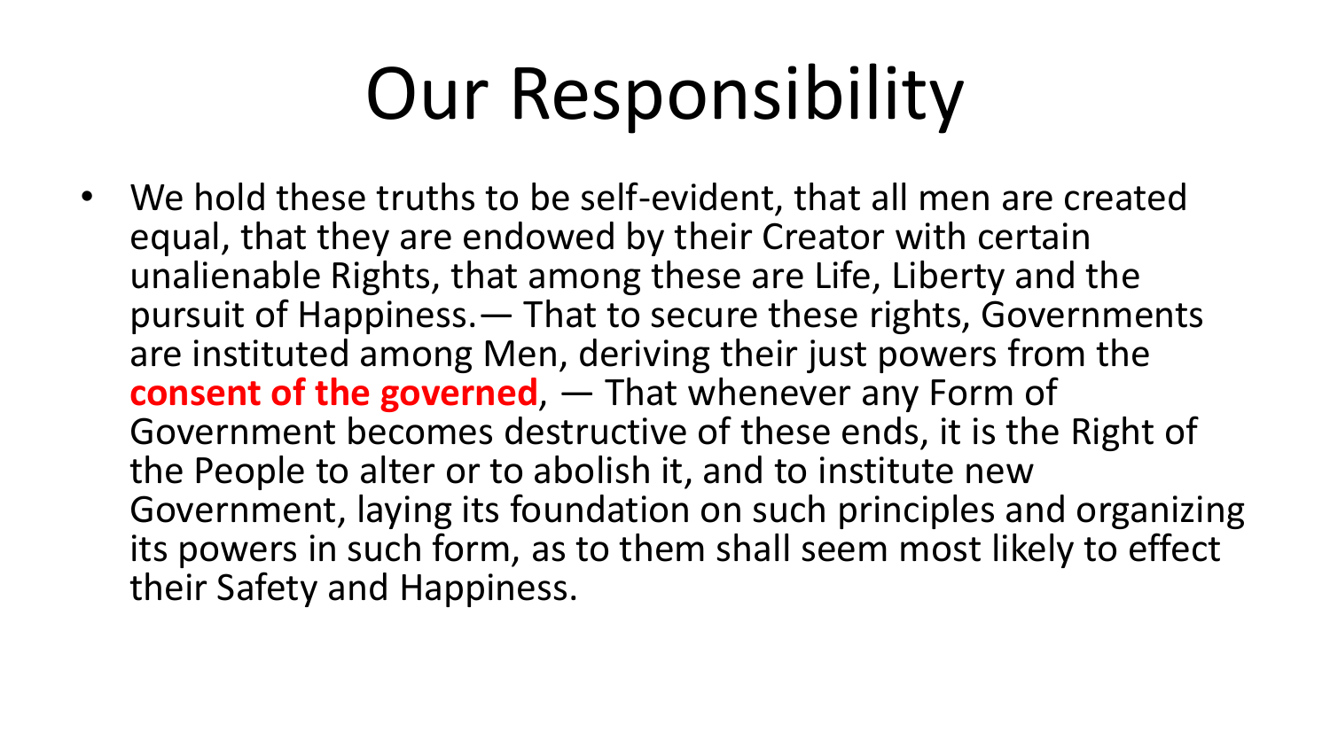# Our Responsibility

- We hold these truths to be self-evident, that all men are created equal, that they are endowed by their Creator with certain unalienable Rights, that among these are Life, Liberty and the pursuit of Happiness.— That to secure these rights, Governments are instituted among Men, deriving their just powers from the **consent of the governed**, — That whenever any Form of Government becomes destructive of these ends, it is the Right of the People to alter or to abolish it, and to institute new Government, laying its foundation on such principles and organizing its powers in such form, as to them shall seem most likely to effect their Safety and Happiness.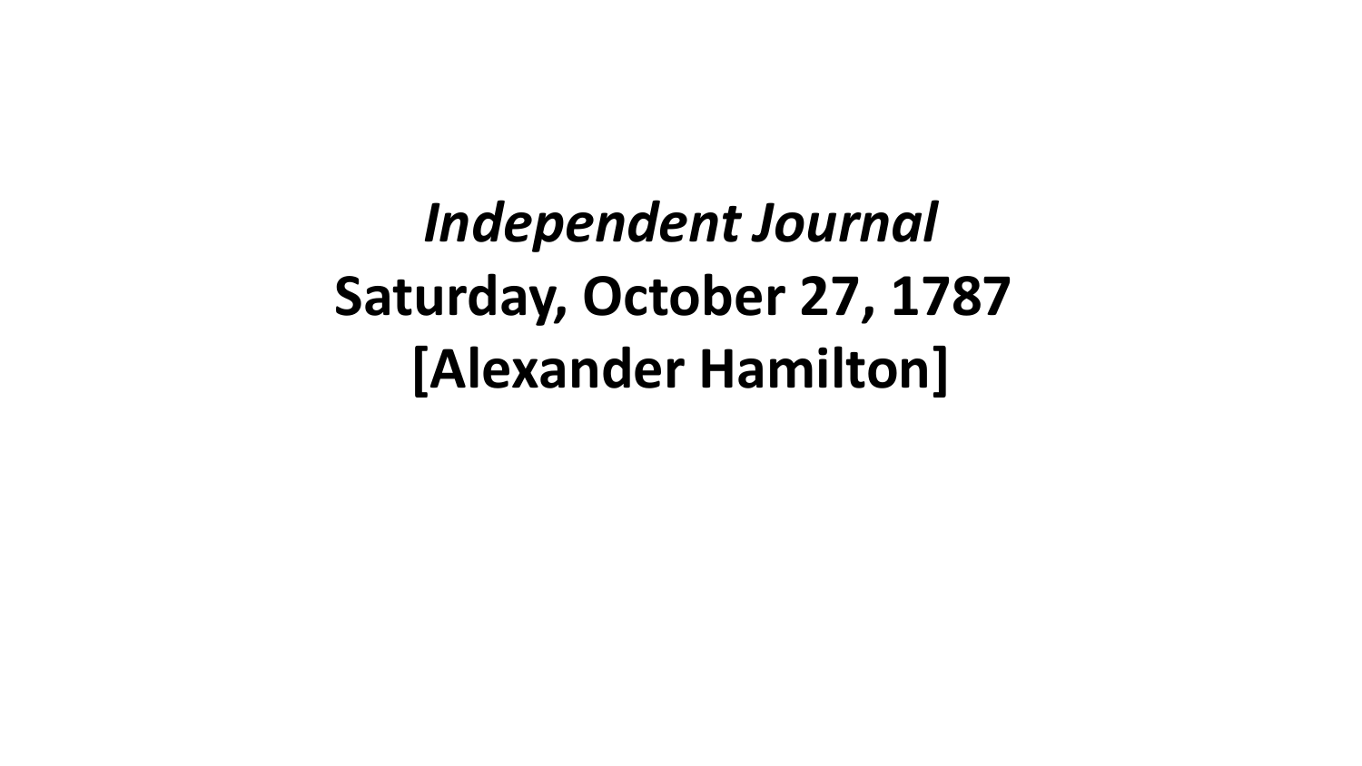***Independent Journal***
**Saturday, October 27, 1787**
**[Alexander Hamilton]**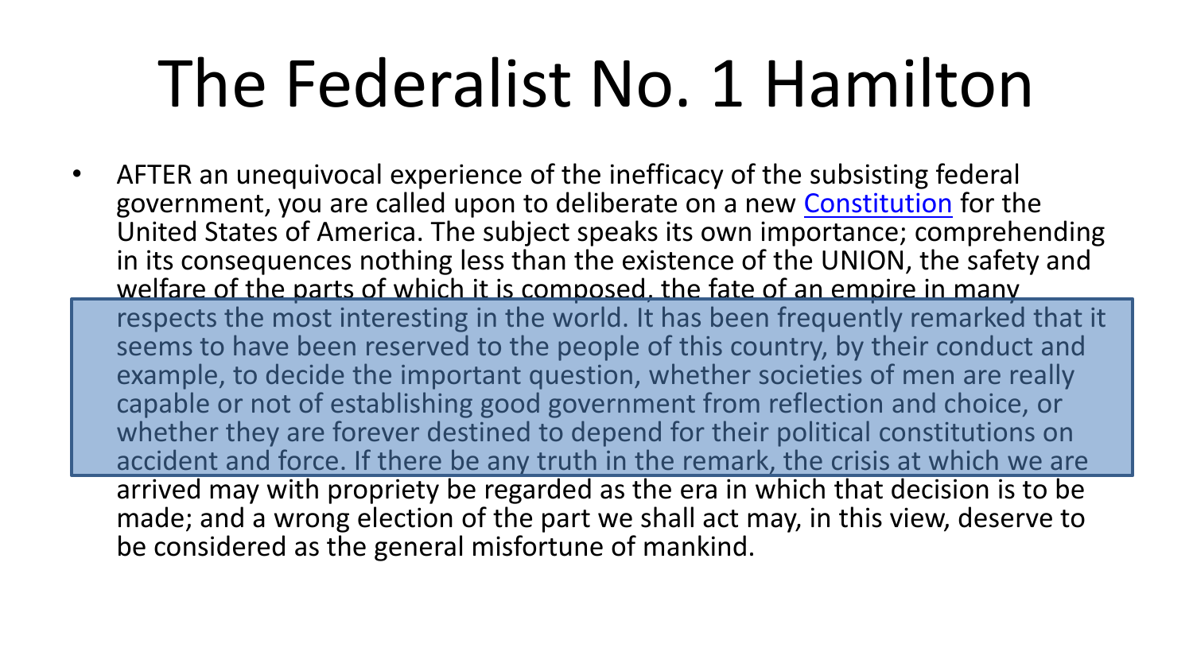# The Federalist No. 1 Hamilton

- AFTER an unequivocal experience of the inefficacy of the subsisting federal government, you are called upon to deliberate on a new Constitution for the United States of America. The subject speaks its own importance; comprehending in its consequences nothing less than the existence of the UNION, the safety and welfare of the parts of which it is composed, the fate of an empire in many respects the most interesting in the world. It has been frequently remarked that it seems to have been reserved to the people of this country, by their conduct and example, to decide the important question, whether societies of men are really capable or not of establishing good government from reflection and choice, or whether they are forever destined to depend for their political constitutions on accident and force. If there be any truth in the remark, the crisis at which we are arrived may with propriety be regarded as the era in which that decision is to be made; and a wrong election of the part we shall act may, in this view, deserve to be considered as the general misfortune of mankind.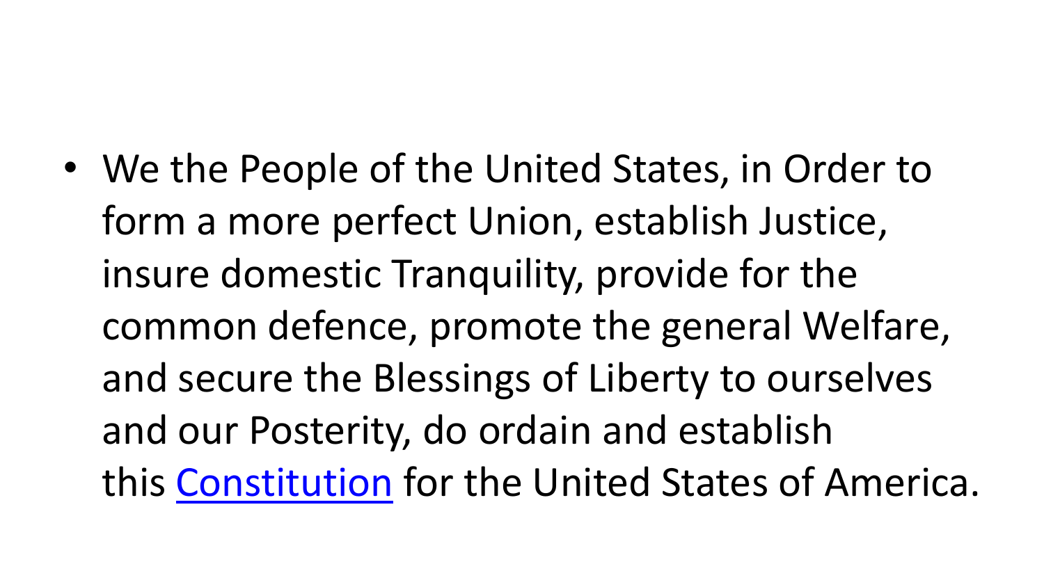- We the People of the United States, in Order to form a more perfect Union, establish Justice, insure domestic Tranquility, provide for the common defence, promote the general Welfare, and secure the Blessings of Liberty to ourselves and our Posterity, do ordain and establish this Constitution for the United States of America.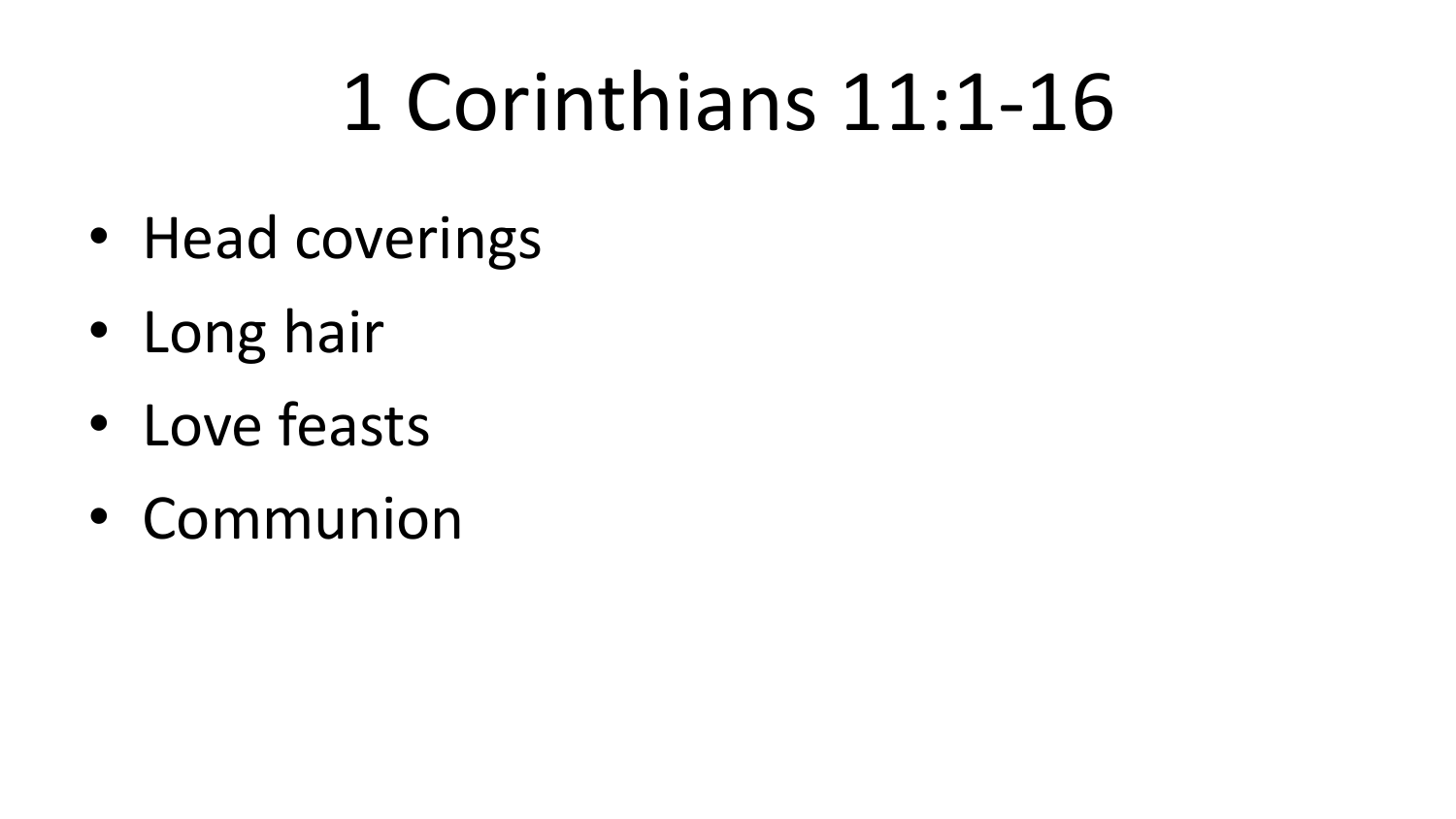# 1 Corinthians 11:1-16

- Head coverings
- Long hair
- Love feasts
- Communion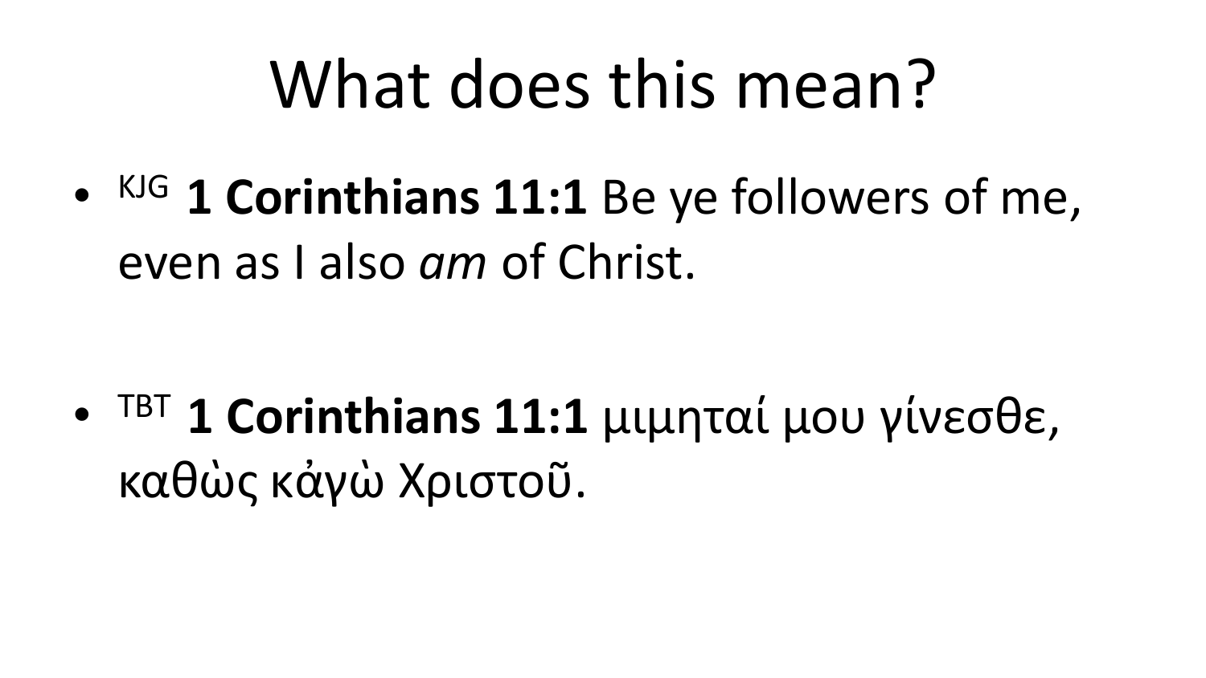# What does this mean?

- KJG **1 Corinthians 11:1** Be ye followers of me, even as I also *am* of Christ.

- TBT **1 Corinthians 11:1** μιμηταί μου γίνεσθε, καθὼς κἀγὼ Χριστοῦ.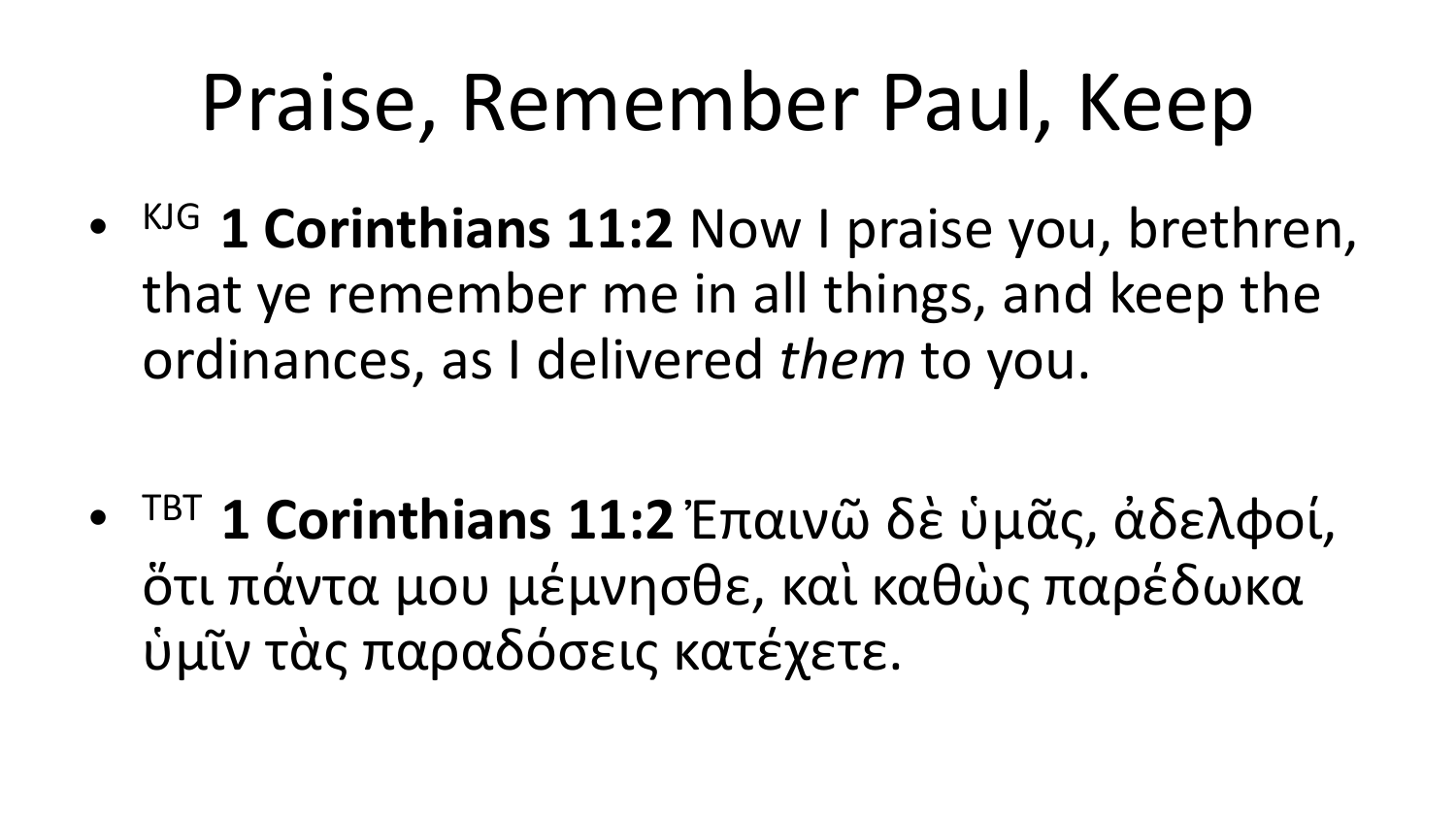# Praise, Remember Paul, Keep

- [KJG] **1 Corinthians 11:2** Now I praise you, brethren, that ye remember me in all things, and keep the ordinances, as I delivered *them* to you.

- [TBT] **1 Corinthians 11:2** Ἐπαινῶ δὲ ὑμᾶς, ἀδελφοί, ὅτι πάντα μου μέμνησθε, καὶ καθὼς παρέδωκα ὑμῖν τὰς παραδόσεις κατέχετε.